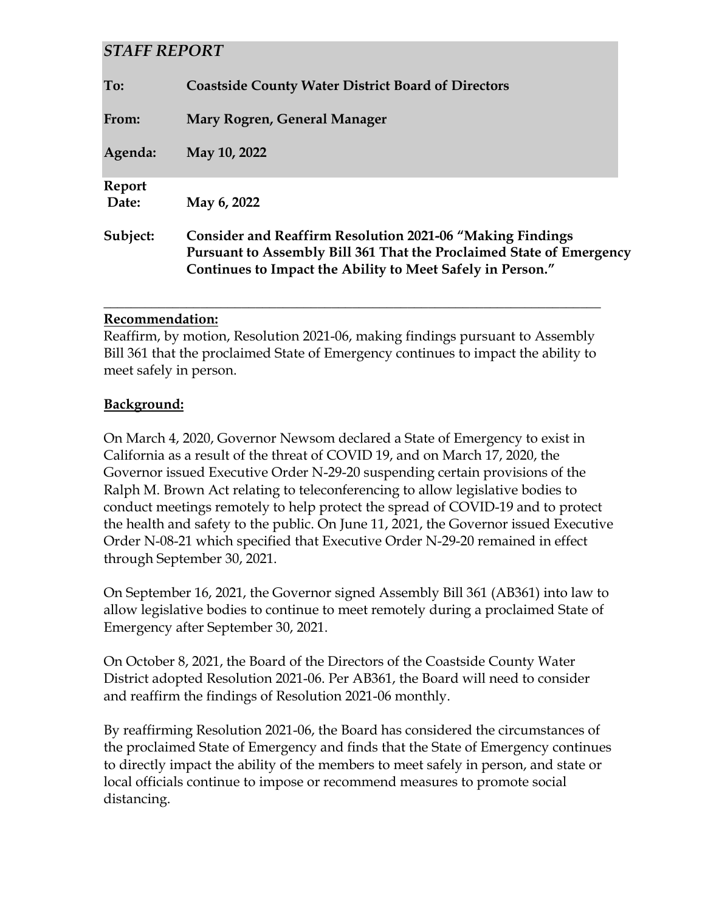## *STAFF REPORT*

**To:** **Coastside County Water District Board of Directors**

**From:** **Mary Rogren, General Manager**

**Agenda:** **May 10, 2022**

**Report Date:** **May 6, 2022**

**Subject:** **Consider and Reaffirm Resolution 2021-06 "Making Findings Pursuant to Assembly Bill 361 That the Proclaimed State of Emergency Continues to Impact the Ability to Meet Safely in Person."**

---

**Recommendation:**

Reaffirm, by motion, Resolution 2021-06, making findings pursuant to Assembly Bill 361 that the proclaimed State of Emergency continues to impact the ability to meet safely in person.

**Background:**

On March 4, 2020, Governor Newsom declared a State of Emergency to exist in California as a result of the threat of COVID 19, and on March 17, 2020, the Governor issued Executive Order N-29-20 suspending certain provisions of the Ralph M. Brown Act relating to teleconferencing to allow legislative bodies to conduct meetings remotely to help protect the spread of COVID-19 and to protect the health and safety to the public. On June 11, 2021, the Governor issued Executive Order N-08-21 which specified that Executive Order N-29-20 remained in effect through September 30, 2021.

On September 16, 2021, the Governor signed Assembly Bill 361 (AB361) into law to allow legislative bodies to continue to meet remotely during a proclaimed State of Emergency after September 30, 2021.

On October 8, 2021, the Board of the Directors of the Coastside County Water District adopted Resolution 2021-06. Per AB361, the Board will need to consider and reaffirm the findings of Resolution 2021-06 monthly.

By reaffirming Resolution 2021-06, the Board has considered the circumstances of the proclaimed State of Emergency and finds that the State of Emergency continues to directly impact the ability of the members to meet safely in person, and state or local officials continue to impose or recommend measures to promote social distancing.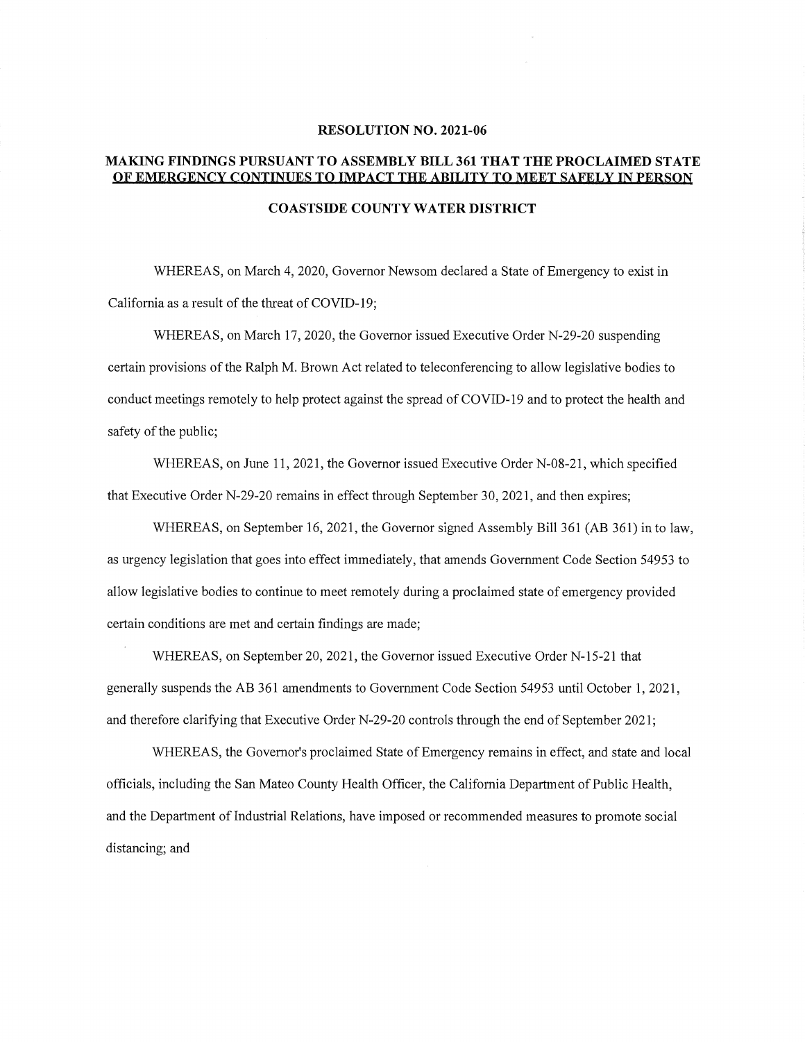**RESOLUTION NO. 2021-06**

**MAKING FINDINGS PURSUANT TO ASSEMBLY BILL 361 THAT THE PROCLAIMED STATE OF EMERGENCY CONTINUES TO IMPACT THE ABILITY TO MEET SAFELY IN PERSON**

**COASTSIDE COUNTY WATER DISTRICT**

WHEREAS, on March 4, 2020, Governor Newsom declared a State of Emergency to exist in California as a result of the threat of COVID-19;

WHEREAS, on March 17, 2020, the Governor issued Executive Order N-29-20 suspending certain provisions of the Ralph M. Brown Act related to teleconferencing to allow legislative bodies to conduct meetings remotely to help protect against the spread of COVID-19 and to protect the health and safety of the public;

WHEREAS, on June 11, 2021, the Governor issued Executive Order N-08-21, which specified that Executive Order N-29-20 remains in effect through September 30, 2021, and then expires;

WHEREAS, on September 16, 2021, the Governor signed Assembly Bill 361 (AB 361) in to law, as urgency legislation that goes into effect immediately, that amends Government Code Section 54953 to allow legislative bodies to continue to meet remotely during a proclaimed state of emergency provided certain conditions are met and certain findings are made;

WHEREAS, on September 20, 2021, the Governor issued Executive Order N-15-21 that generally suspends the AB 361 amendments to Government Code Section 54953 until October 1, 2021, and therefore clarifying that Executive Order N-29-20 controls through the end of September 2021;

WHEREAS, the Governor's proclaimed State of Emergency remains in effect, and state and local officials, including the San Mateo County Health Officer, the California Department of Public Health, and the Department of Industrial Relations, have imposed or recommended measures to promote social distancing; and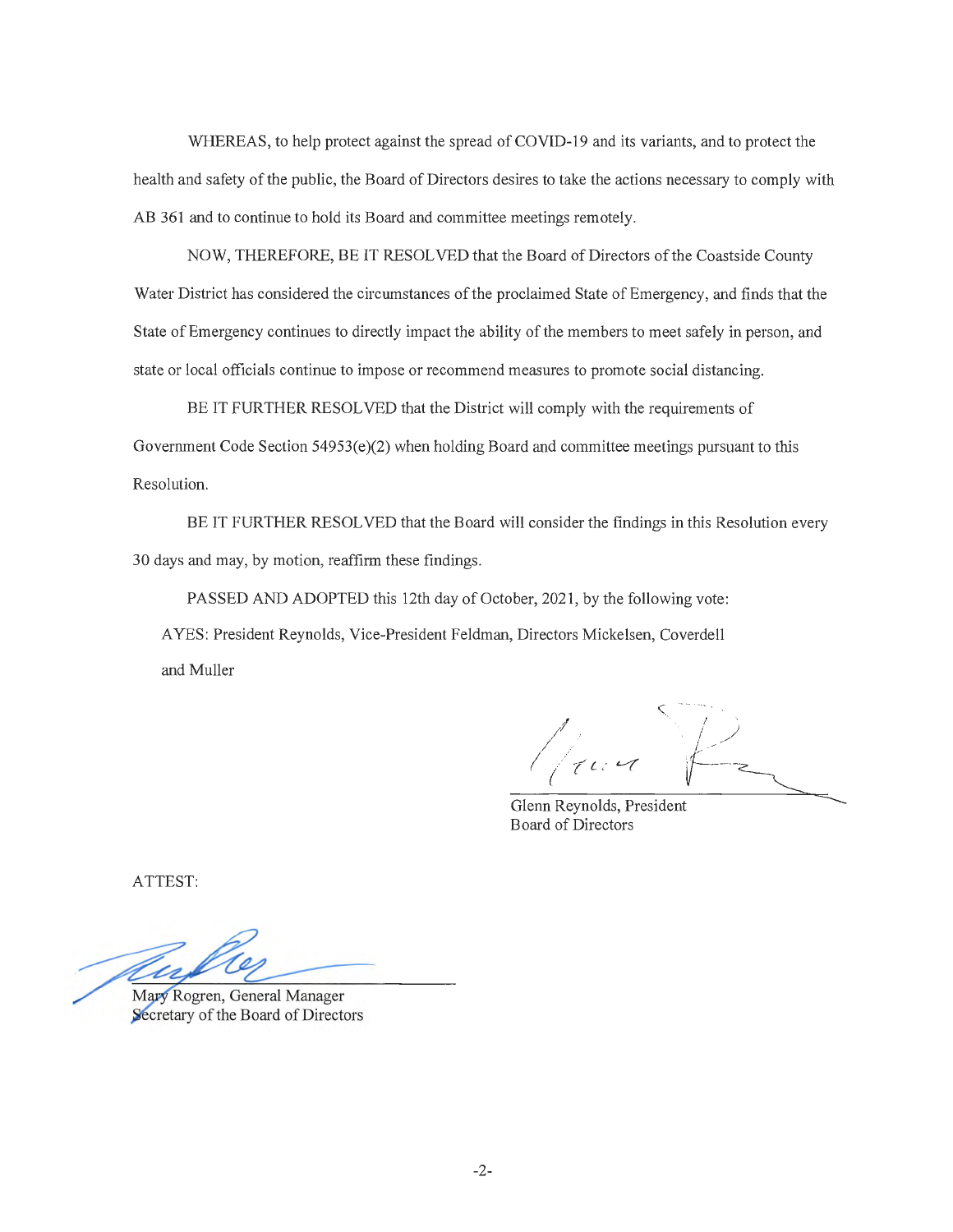WHEREAS, to help protect against the spread of COVID-19 and its variants, and to protect the health and safety of the public, the Board of Directors desires to take the actions necessary to comply with AB 361 and to continue to hold its Board and committee meetings remotely.

NOW, THEREFORE, BE IT RESOLVED that the Board of Directors of the Coastside County Water District has considered the circumstances of the proclaimed State of Emergency, and finds that the State of Emergency continues to directly impact the ability of the members to meet safely in person, and state or local officials continue to impose or recommend measures to promote social distancing.

BE IT FURTHER RESOLVED that the District will comply with the requirements of Government Code Section 54953(e)(2) when holding Board and committee meetings pursuant to this Resolution.

BE IT FURTHER RESOLVED that the Board will consider the findings in this Resolution every 30 days and may, by motion, reaffirm these findings.

PASSED AND ADOPTED this 12th day of October, 2021, by the following vote:

AYES: President Reynolds, Vice-President Feldman, Directors Mickelsen, Coverdell and Muller

Glenn Reynolds, President
Board of Directors

ATTEST:

Mary Rogren, General Manager
Secretary of the Board of Directors